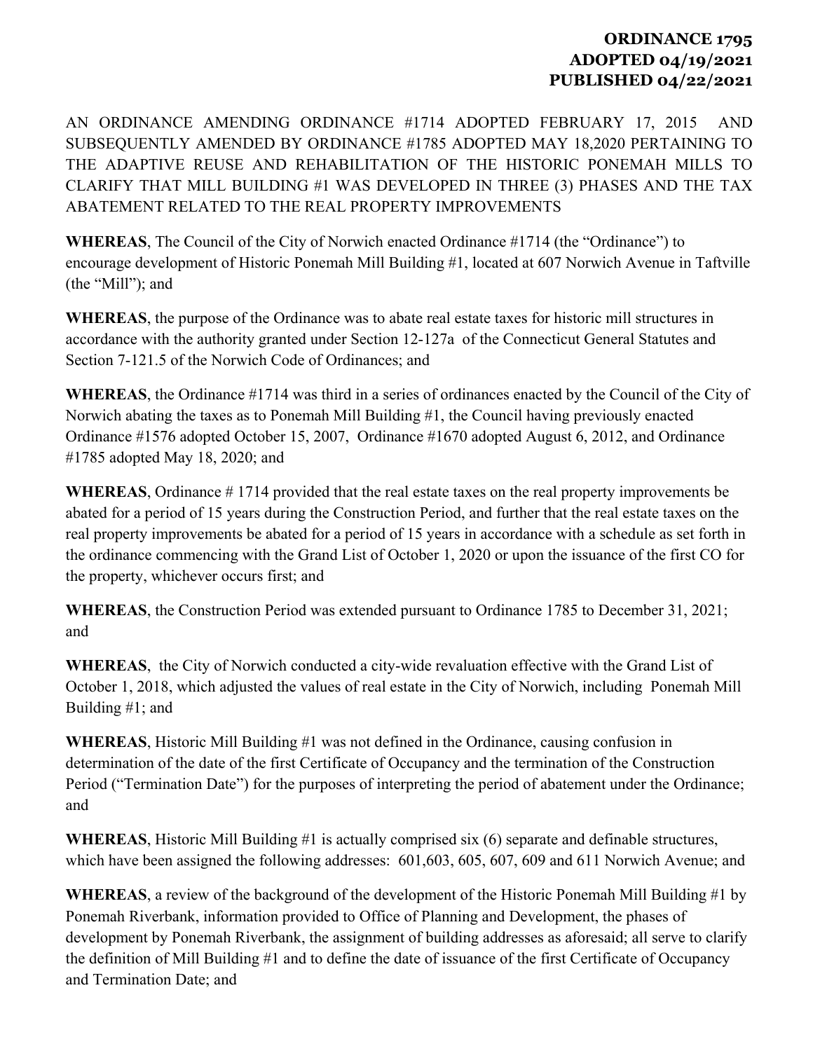**ORDINANCE 1795**
**ADOPTED 04/19/2021**
**PUBLISHED 04/22/2021**

AN ORDINANCE AMENDING ORDINANCE #1714 ADOPTED FEBRUARY 17, 2015 AND SUBSEQUENTLY AMENDED BY ORDINANCE #1785 ADOPTED MAY 18,2020 PERTAINING TO THE ADAPTIVE REUSE AND REHABILITATION OF THE HISTORIC PONEMAH MILLS TO CLARIFY THAT MILL BUILDING #1 WAS DEVELOPED IN THREE (3) PHASES AND THE TAX ABATEMENT RELATED TO THE REAL PROPERTY IMPROVEMENTS

**WHEREAS**, The Council of the City of Norwich enacted Ordinance #1714 (the "Ordinance") to encourage development of Historic Ponemah Mill Building #1, located at 607 Norwich Avenue in Taftville (the "Mill"); and

**WHEREAS**, the purpose of the Ordinance was to abate real estate taxes for historic mill structures in accordance with the authority granted under Section 12-127a of the Connecticut General Statutes and Section 7-121.5 of the Norwich Code of Ordinances; and

**WHEREAS**, the Ordinance #1714 was third in a series of ordinances enacted by the Council of the City of Norwich abating the taxes as to Ponemah Mill Building #1, the Council having previously enacted Ordinance #1576 adopted October 15, 2007, Ordinance #1670 adopted August 6, 2012, and Ordinance #1785 adopted May 18, 2020; and

**WHEREAS**, Ordinance # 1714 provided that the real estate taxes on the real property improvements be abated for a period of 15 years during the Construction Period, and further that the real estate taxes on the real property improvements be abated for a period of 15 years in accordance with a schedule as set forth in the ordinance commencing with the Grand List of October 1, 2020 or upon the issuance of the first CO for the property, whichever occurs first; and

**WHEREAS**, the Construction Period was extended pursuant to Ordinance 1785 to December 31, 2021; and

**WHEREAS**, the City of Norwich conducted a city-wide revaluation effective with the Grand List of October 1, 2018, which adjusted the values of real estate in the City of Norwich, including Ponemah Mill Building #1; and

**WHEREAS**, Historic Mill Building #1 was not defined in the Ordinance, causing confusion in determination of the date of the first Certificate of Occupancy and the termination of the Construction Period ("Termination Date") for the purposes of interpreting the period of abatement under the Ordinance; and

**WHEREAS**, Historic Mill Building #1 is actually comprised six (6) separate and definable structures, which have been assigned the following addresses: 601,603, 605, 607, 609 and 611 Norwich Avenue; and

**WHEREAS**, a review of the background of the development of the Historic Ponemah Mill Building #1 by Ponemah Riverbank, information provided to Office of Planning and Development, the phases of development by Ponemah Riverbank, the assignment of building addresses as aforesaid; all serve to clarify the definition of Mill Building #1 and to define the date of issuance of the first Certificate of Occupancy and Termination Date; and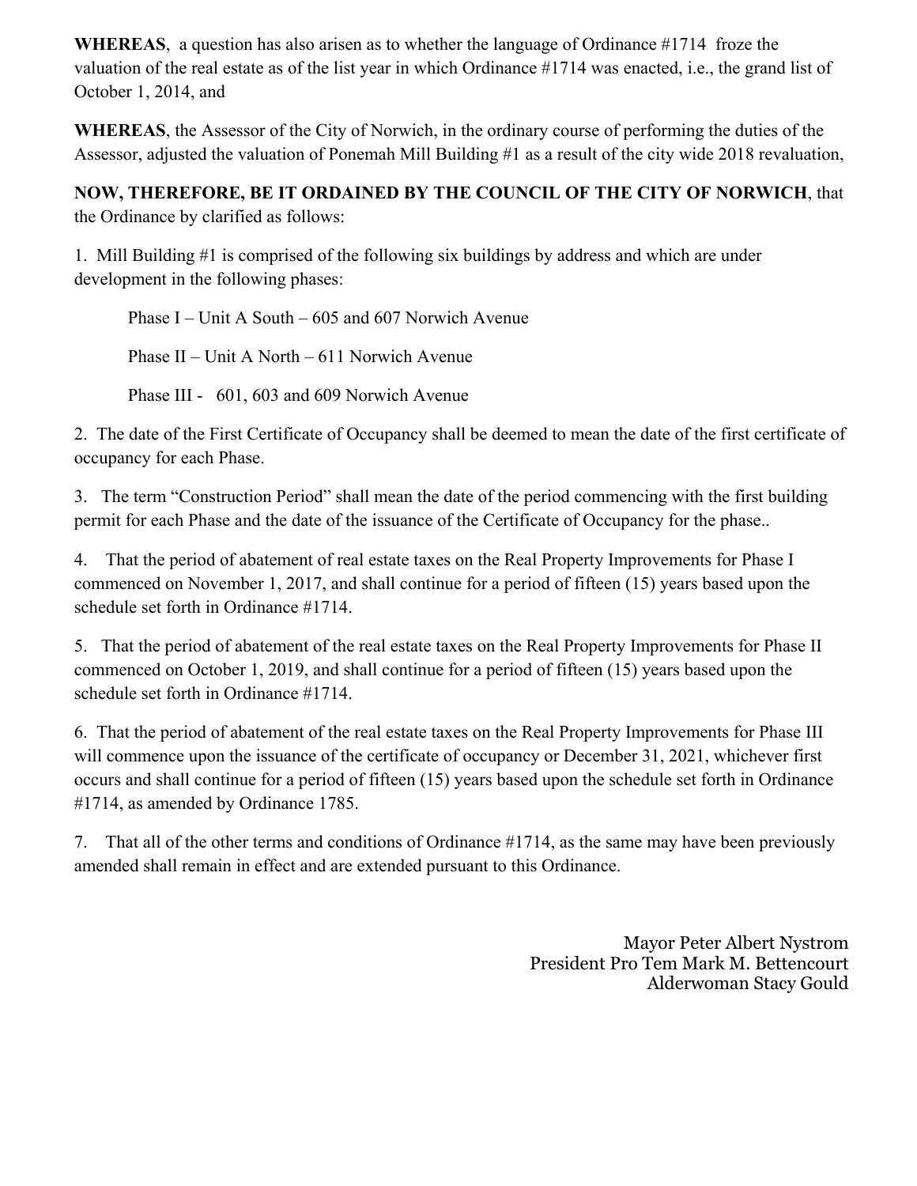**WHEREAS**, a question has also arisen as to whether the language of Ordinance #1714 froze the valuation of the real estate as of the list year in which Ordinance #1714 was enacted, i.e., the grand list of October 1, 2014, and

**WHEREAS**, the Assessor of the City of Norwich, in the ordinary course of performing the duties of the Assessor, adjusted the valuation of Ponemah Mill Building #1 as a result of the city wide 2018 revaluation,

**NOW, THEREFORE, BE IT ORDAINED BY THE COUNCIL OF THE CITY OF NORWICH**, that the Ordinance by clarified as follows:

1. Mill Building #1 is comprised of the following six buildings by address and which are under development in the following phases:

   Phase I – Unit A South – 605 and 607 Norwich Avenue

   Phase II – Unit A North – 611 Norwich Avenue

   Phase III - 601, 603 and 609 Norwich Avenue

2. The date of the First Certificate of Occupancy shall be deemed to mean the date of the first certificate of occupancy for each Phase.

3. The term "Construction Period" shall mean the date of the period commencing with the first building permit for each Phase and the date of the issuance of the Certificate of Occupancy for the phase..

4. That the period of abatement of real estate taxes on the Real Property Improvements for Phase I commenced on November 1, 2017, and shall continue for a period of fifteen (15) years based upon the schedule set forth in Ordinance #1714.

5. That the period of abatement of the real estate taxes on the Real Property Improvements for Phase II commenced on October 1, 2019, and shall continue for a period of fifteen (15) years based upon the schedule set forth in Ordinance #1714.

6. That the period of abatement of the real estate taxes on the Real Property Improvements for Phase III will commence upon the issuance of the certificate of occupancy or December 31, 2021, whichever first occurs and shall continue for a period of fifteen (15) years based upon the schedule set forth in Ordinance #1714, as amended by Ordinance 1785.

7. That all of the other terms and conditions of Ordinance #1714, as the same may have been previously amended shall remain in effect and are extended pursuant to this Ordinance.

Mayor Peter Albert Nystrom
President Pro Tem Mark M. Bettencourt
Alderwoman Stacy Gould